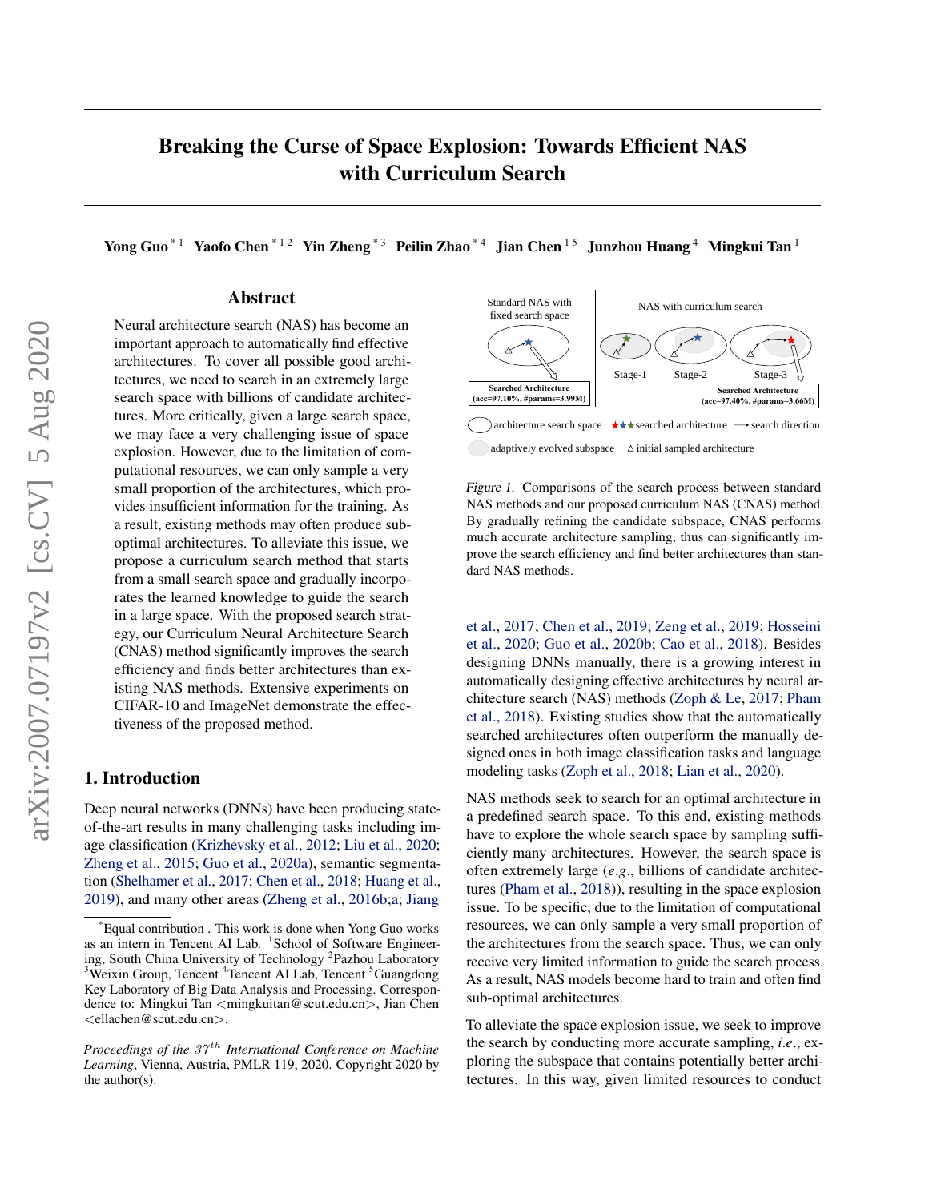# Breaking the Curse of Space Explosion: Towards Efficient NAS with Curriculum Search

**Yong Guo** [*1] **Yaofo Chen** [*1 2] **Yin Zheng** [*3] **Peilin Zhao** [*4] **Jian Chen** [1 5] **Junzhou Huang** [4] **Mingkui Tan** [1]

## Abstract

Neural architecture search (NAS) has become an important approach to automatically find effective architectures. To cover all possible good architectures, we need to search in an extremely large search space with billions of candidate architectures. More critically, given a large search space, we may face a very challenging issue of space explosion. However, due to the limitation of computational resources, we can only sample a very small proportion of the architectures, which provides insufficient information for the training. As a result, existing methods may often produce suboptimal architectures. To alleviate this issue, we propose a curriculum search method that starts from a small search space and gradually incorporates the learned knowledge to guide the search in a large space. With the proposed search strategy, our Curriculum Neural Architecture Search (CNAS) method significantly improves the search efficiency and finds better architectures than existing NAS methods. Extensive experiments on CIFAR-10 and ImageNet demonstrate the effectiveness of the proposed method.

## 1. Introduction

Deep neural networks (DNNs) have been producing state-of-the-art results in many challenging tasks including image classification (Krizhevsky et al., 2012; Liu et al., 2020; Zheng et al., 2015; Guo et al., 2020a), semantic segmentation (Shelhamer et al., 2017; Chen et al., 2018; Huang et al., 2019), and many other areas (Zheng et al., 2016b;a; Jiang et al., 2017; Chen et al., 2019; Zeng et al., 2019; Hosseini et al., 2020; Guo et al., 2020b; Cao et al., 2018). Besides designing DNNs manually, there is a growing interest in automatically designing effective architectures by neural architecture search (NAS) methods (Zoph & Le, 2017; Pham et al., 2018). Existing studies show that the automatically searched architectures often outperform the manually designed ones in both image classification tasks and language modeling tasks (Zoph et al., 2018; Lian et al., 2020).

Standard NAS with fixed search space | NAS with curriculum search

Searched Architecture (acc=97.10%, #params=3.99M) | Stage-1 | Stage-2 | Stage-3 | Searched Architecture (acc=97.40%, #params=3.66M)

architecture search space | searched architecture | search direction | adaptively evolved subspace | initial sampled architecture

*Figure 1.* Comparisons of the search process between standard NAS methods and our proposed curriculum NAS (CNAS) method. By gradually refining the candidate subspace, CNAS performs much accurate architecture sampling, thus can significantly improve the search efficiency and find better architectures than standard NAS methods.

NAS methods seek to search for an optimal architecture in a predefined search space. To this end, existing methods have to explore the whole search space by sampling sufficiently many architectures. However, the search space is often extremely large (*e.g.*, billions of candidate architectures (Pham et al., 2018)), resulting in the space explosion issue. To be specific, due to the limitation of computational resources, we can only sample a very small proportion of the architectures from the search space. Thus, we can only receive very limited information to guide the search process. As a result, NAS models become hard to train and often find sub-optimal architectures.

To alleviate the space explosion issue, we seek to improve the search by conducting more accurate sampling, *i.e.*, exploring the subspace that contains potentially better architectures. In this way, given limited resources to conduct

---

*Equal contribution . This work is done when Yong Guo works as an intern in Tencent AI Lab. [1]School of Software Engineering, South China University of Technology [2]Pazhou Laboratory [3]Weixin Group, Tencent [4]Tencent AI Lab, Tencent [5]Guangdong Key Laboratory of Big Data Analysis and Processing. Correspondence to: Mingkui Tan <mingkuitan@scut.edu.cn>, Jian Chen <ellachen@scut.edu.cn>.

*Proceedings of the $37^{th}$ International Conference on Machine Learning*, Vienna, Austria, PMLR 119, 2020. Copyright 2020 by the author(s).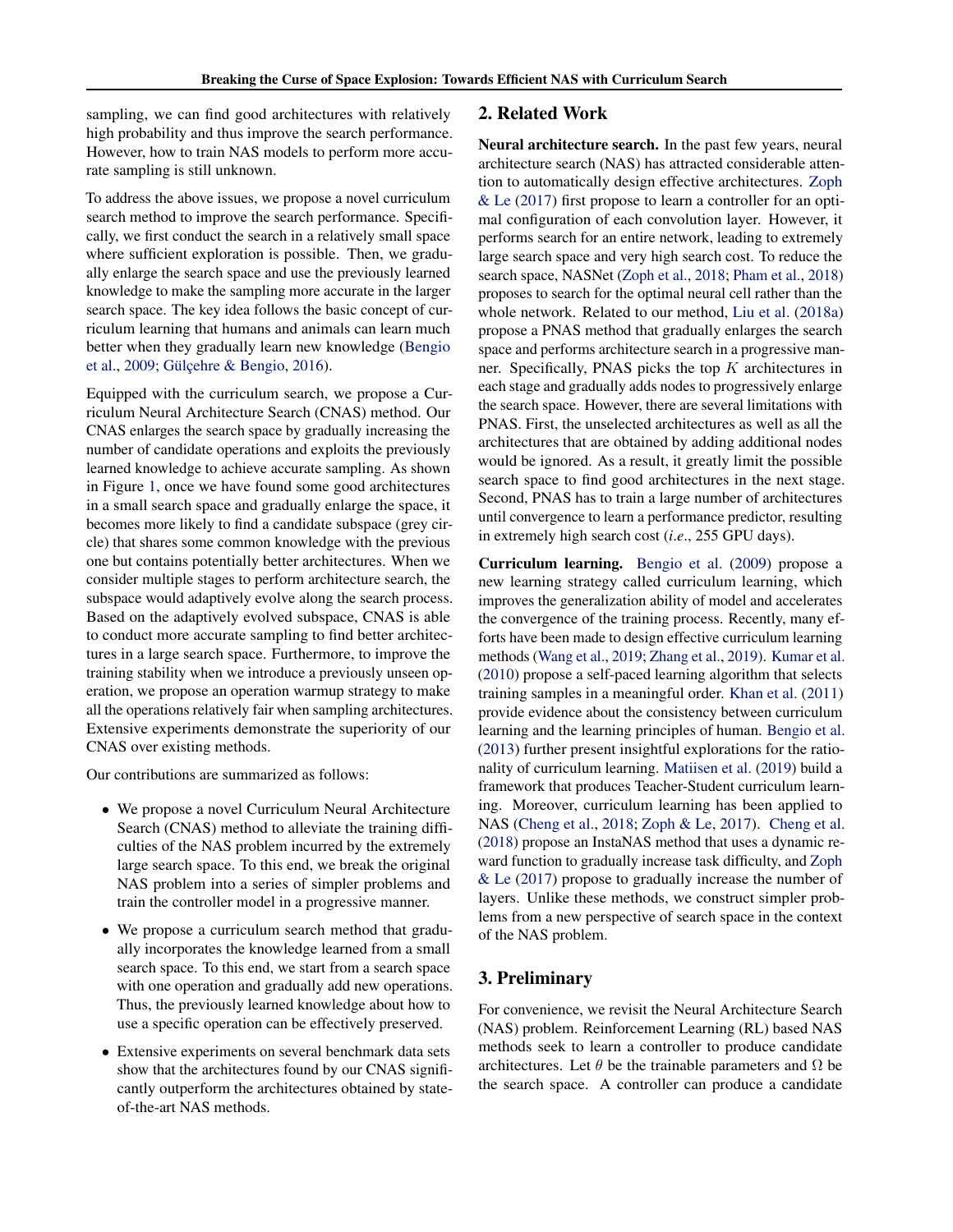sampling, we can find good architectures with relatively high probability and thus improve the search performance. However, how to train NAS models to perform more accurate sampling is still unknown.

To address the above issues, we propose a novel curriculum search method to improve the search performance. Specifically, we first conduct the search in a relatively small space where sufficient exploration is possible. Then, we gradually enlarge the search space and use the previously learned knowledge to make the sampling more accurate in the larger search space. The key idea follows the basic concept of curriculum learning that humans and animals can learn much better when they gradually learn new knowledge (Bengio et al., 2009; Gülçehre & Bengio, 2016).

Equipped with the curriculum search, we propose a Curriculum Neural Architecture Search (CNAS) method. Our CNAS enlarges the search space by gradually increasing the number of candidate operations and exploits the previously learned knowledge to achieve accurate sampling. As shown in Figure 1, once we have found some good architectures in a small search space and gradually enlarge the space, it becomes more likely to find a candidate subspace (grey circle) that shares some common knowledge with the previous one but contains potentially better architectures. When we consider multiple stages to perform architecture search, the subspace would adaptively evolve along the search process. Based on the adaptively evolved subspace, CNAS is able to conduct more accurate sampling to find better architectures in a large search space. Furthermore, to improve the training stability when we introduce a previously unseen operation, we propose an operation warmup strategy to make all the operations relatively fair when sampling architectures. Extensive experiments demonstrate the superiority of our CNAS over existing methods.

Our contributions are summarized as follows:

- We propose a novel Curriculum Neural Architecture Search (CNAS) method to alleviate the training difficulties of the NAS problem incurred by the extremely large search space. To this end, we break the original NAS problem into a series of simpler problems and train the controller model in a progressive manner.
- We propose a curriculum search method that gradually incorporates the knowledge learned from a small search space. To this end, we start from a search space with one operation and gradually add new operations. Thus, the previously learned knowledge about how to use a specific operation can be effectively preserved.
- Extensive experiments on several benchmark data sets show that the architectures found by our CNAS significantly outperform the architectures obtained by state-of-the-art NAS methods.

## 2. Related Work

**Neural architecture search.** In the past few years, neural architecture search (NAS) has attracted considerable attention to automatically design effective architectures. Zoph & Le (2017) first propose to learn a controller for an optimal configuration of each convolution layer. However, it performs search for an entire network, leading to extremely large search space and very high search cost. To reduce the search space, NASNet (Zoph et al., 2018; Pham et al., 2018) proposes to search for the optimal neural cell rather than the whole network. Related to our method, Liu et al. (2018a) propose a PNAS method that gradually enlarges the search space and performs architecture search in a progressive manner. Specifically, PNAS picks the top $K$ architectures in each stage and gradually adds nodes to progressively enlarge the search space. However, there are several limitations with PNAS. First, the unselected architectures as well as all the architectures that are obtained by adding additional nodes would be ignored. As a result, it greatly limit the possible search space to find good architectures in the next stage. Second, PNAS has to train a large number of architectures until convergence to learn a performance predictor, resulting in extremely high search cost (*i.e.*, 255 GPU days).

**Curriculum learning.** Bengio et al. (2009) propose a new learning strategy called curriculum learning, which improves the generalization ability of model and accelerates the convergence of the training process. Recently, many efforts have been made to design effective curriculum learning methods (Wang et al., 2019; Zhang et al., 2019). Kumar et al. (2010) propose a self-paced learning algorithm that selects training samples in a meaningful order. Khan et al. (2011) provide evidence about the consistency between curriculum learning and the learning principles of human. Bengio et al. (2013) further present insightful explorations for the rationality of curriculum learning. Matiisen et al. (2019) build a framework that produces Teacher-Student curriculum learning. Moreover, curriculum learning has been applied to NAS (Cheng et al., 2018; Zoph & Le, 2017). Cheng et al. (2018) propose an InstaNAS method that uses a dynamic reward function to gradually increase task difficulty, and Zoph & Le (2017) propose to gradually increase the number of layers. Unlike these methods, we construct simpler problems from a new perspective of search space in the context of the NAS problem.

## 3. Preliminary

For convenience, we revisit the Neural Architecture Search (NAS) problem. Reinforcement Learning (RL) based NAS methods seek to learn a controller to produce candidate architectures. Let $\theta$ be the trainable parameters and $\Omega$ be the search space. A controller can produce a candidate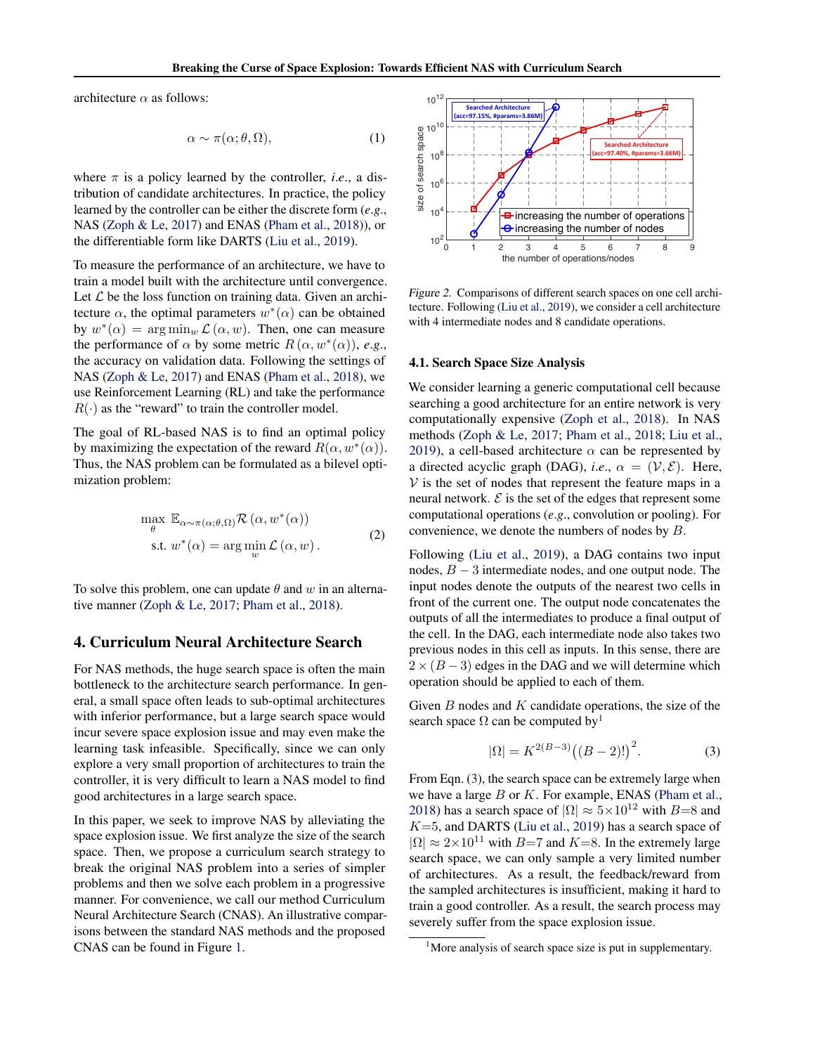architecture $\alpha$ as follows:

$$\alpha \sim \pi(\alpha; \theta, \Omega), \tag{1}$$

where $\pi$ is a policy learned by the controller, *i.e.*, a distribution of candidate architectures. In practice, the policy learned by the controller can be either the discrete form (*e.g.*, NAS (Zoph & Le, 2017) and ENAS (Pham et al., 2018)), or the differentiable form like DARTS (Liu et al., 2019).

To measure the performance of an architecture, we have to train a model built with the architecture until convergence. Let $\mathcal{L}$ be the loss function on training data. Given an architecture $\alpha$, the optimal parameters $w^*(\alpha)$ can be obtained by $w^*(\alpha) = \arg\min_w \mathcal{L}(\alpha, w)$. Then, one can measure the performance of $\alpha$ by some metric $R(\alpha, w^*(\alpha))$, *e.g.*, the accuracy on validation data. Following the settings of NAS (Zoph & Le, 2017) and ENAS (Pham et al., 2018), we use Reinforcement Learning (RL) and take the performance $R(\cdot)$ as the "reward" to train the controller model.

The goal of RL-based NAS is to find an optimal policy by maximizing the expectation of the reward $R(\alpha, w^*(\alpha))$. Thus, the NAS problem can be formulated as a bilevel optimization problem:

$$\begin{aligned} \max_{\theta} \; & \mathbb{E}_{\alpha \sim \pi(\alpha;\theta,\Omega)} \mathcal{R}\left(\alpha, w^*(\alpha)\right) \\ \text{s.t.} \; & w^*(\alpha) = \arg\min_{w} \mathcal{L}\left(\alpha, w\right). \end{aligned} \tag{2}$$

To solve this problem, one can update $\theta$ and $w$ in an alternative manner (Zoph & Le, 2017; Pham et al., 2018).

## 4. Curriculum Neural Architecture Search

For NAS methods, the huge search space is often the main bottleneck to the architecture search performance. In general, a small space often leads to sub-optimal architectures with inferior performance, but a large search space would incur severe space explosion issue and may even make the learning task infeasible. Specifically, since we can only explore a very small proportion of architectures to train the controller, it is very difficult to learn a NAS model to find good architectures in a large search space.

In this paper, we seek to improve NAS by alleviating the space explosion issue. We first analyze the size of the search space. Then, we propose a curriculum search strategy to break the original NAS problem into a series of simpler problems and then we solve each problem in a progressive manner. For convenience, we call our method Curriculum Neural Architecture Search (CNAS). An illustrative comparisons between the standard NAS methods and the proposed CNAS can be found in Figure 1.

*Figure 2.* Comparisons of different search spaces on one cell architecture. Following (Liu et al., 2019), we consider a cell architecture with 4 intermediate nodes and 8 candidate operations.

### 4.1. Search Space Size Analysis

We consider learning a generic computational cell because searching a good architecture for an entire network is very computationally expensive (Zoph et al., 2018). In NAS methods (Zoph & Le, 2017; Pham et al., 2018; Liu et al., 2019), a cell-based architecture $\alpha$ can be represented by a directed acyclic graph (DAG), *i.e.*, $\alpha = (\mathcal{V}, \mathcal{E})$. Here, $\mathcal{V}$ is the set of nodes that represent the feature maps in a neural network. $\mathcal{E}$ is the set of the edges that represent some computational operations (*e.g.*, convolution or pooling). For convenience, we denote the numbers of nodes by $B$.

Following (Liu et al., 2019), a DAG contains two input nodes, $B-3$ intermediate nodes, and one output node. The input nodes denote the outputs of the nearest two cells in front of the current one. The output node concatenates the outputs of all the intermediates to produce a final output of the cell. In the DAG, each intermediate node also takes two previous nodes in this cell as inputs. In this sense, there are $2 \times (B-3)$ edges in the DAG and we will determine which operation should be applied to each of them.

Given $B$ nodes and $K$ candidate operations, the size of the search space $\Omega$ can be computed by[1]

$$|\Omega| = K^{2(B-3)} \big((B-2)!\big)^2. \tag{3}$$

From Eqn. (3), the search space can be extremely large when we have a large $B$ or $K$. For example, ENAS (Pham et al., 2018) has a search space of $|\Omega| \approx 5 \times 10^{12}$ with $B$=8 and $K$=5, and DARTS (Liu et al., 2019) has a search space of $|\Omega| \approx 2 \times 10^{11}$ with $B$=7 and $K$=8. In the extremely large search space, we can only sample a very limited number of architectures. As a result, the feedback/reward from the sampled architectures is insufficient, making it hard to train a good controller. As a result, the search process may severely suffer from the space explosion issue.

[1] More analysis of search space size is put in supplementary.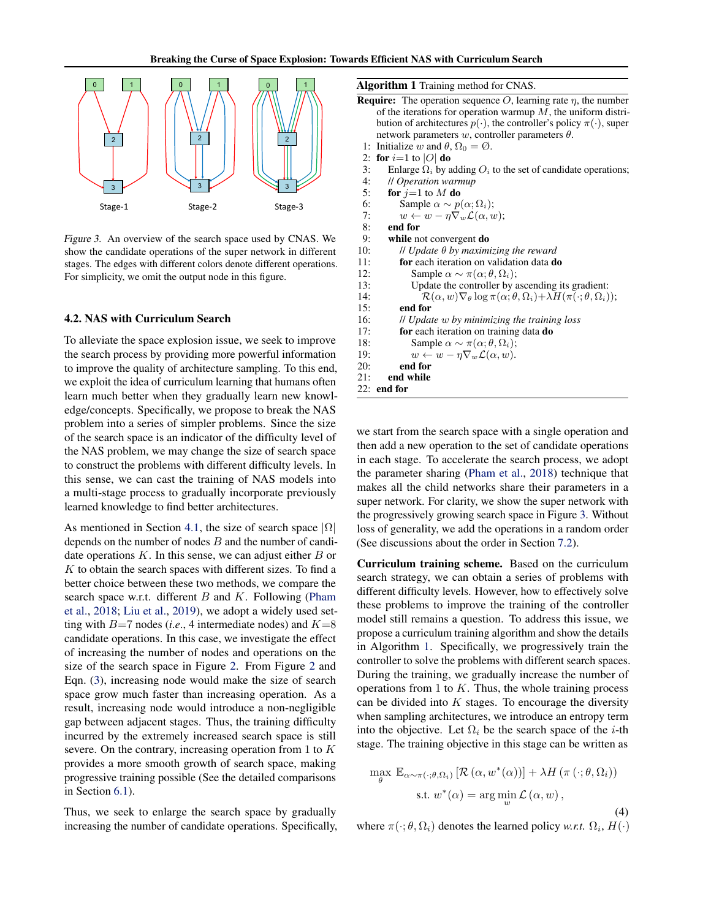Figure 3. An overview of the search space used by CNAS. We show the candidate operations of the super network in different stages. The edges with different colors denote different operations. For simplicity, we omit the output node in this figure.

### 4.2. NAS with Curriculum Search

To alleviate the space explosion issue, we seek to improve the search process by providing more powerful information to improve the quality of architecture sampling. To this end, we exploit the idea of curriculum learning that humans often learn much better when they gradually learn new knowledge/concepts. Specifically, we propose to break the NAS problem into a series of simpler problems. Since the size of the search space is an indicator of the difficulty level of the NAS problem, we may change the size of search space to construct the problems with different difficulty levels. In this sense, we can cast the training of NAS models into a multi-stage process to gradually incorporate previously learned knowledge to find better architectures.

As mentioned in Section 4.1, the size of search space $|\Omega|$ depends on the number of nodes $B$ and the number of candidate operations $K$. In this sense, we can adjust either $B$ or $K$ to obtain the search spaces with different sizes. To find a better choice between these two methods, we compare the search space w.r.t. different $B$ and $K$. Following (Pham et al., 2018; Liu et al., 2019), we adopt a widely used setting with $B$=7 nodes (*i.e.*, 4 intermediate nodes) and $K$=8 candidate operations. In this case, we investigate the effect of increasing the number of nodes and operations on the size of the search space in Figure 2. From Figure 2 and Eqn. (3), increasing node would make the size of search space grow much faster than increasing operation. As a result, increasing node would introduce a non-negligible gap between adjacent stages. Thus, the training difficulty incurred by the extremely increased search space is still severe. On the contrary, increasing operation from 1 to $K$ provides a more smooth growth of search space, making progressive training possible (See the detailed comparisons in Section 6.1).

Thus, we seek to enlarge the search space by gradually increasing the number of candidate operations. Specifically, we start from the search space with a single operation and then add a new operation to the set of candidate operations in each stage. To accelerate the search process, we adopt the parameter sharing (Pham et al., 2018) technique that makes all the child networks share their parameters in a super network. For clarity, we show the super network with the progressively growing search space in Figure 3. Without loss of generality, we add the operations in a random order (See discussions about the order in Section 7.2).

**Algorithm 1** Training method for CNAS.

**Require:** The operation sequence $O$, learning rate $\eta$, the number of the iterations for operation warmup $M$, the uniform distribution of architectures $p(\cdot)$, the controller's policy $\pi(\cdot)$, super network parameters $w$, controller parameters $\theta$.

1: Initialize $w$ and $\theta$, $\Omega_0 = \emptyset$.
2: **for** $i$=1 to $|O|$ **do**
3: Enlarge $\Omega_i$ by adding $O_i$ to the set of candidate operations;
4: // *Operation warmup*
5: **for** $j$=1 to $M$ **do**
6: Sample $\alpha \sim p(\alpha; \Omega_i)$;
7: $w \leftarrow w - \eta \nabla_w \mathcal{L}(\alpha, w)$;
8: **end for**
9: **while** not convergent **do**
10: // *Update $\theta$ by maximizing the reward*
11: **for** each iteration on validation data **do**
12: Sample $\alpha \sim \pi(\alpha; \theta, \Omega_i)$;
13: Update the controller by ascending its gradient:
14: $\mathcal{R}(\alpha, w) \nabla_\theta \log \pi(\alpha; \theta, \Omega_i) + \lambda H(\pi(\cdot; \theta, \Omega_i))$;
15: **end for**
16: // *Update $w$ by minimizing the training loss*
17: **for** each iteration on training data **do**
18: Sample $\alpha \sim \pi(\alpha; \theta, \Omega_i)$;
19: $w \leftarrow w - \eta \nabla_w \mathcal{L}(\alpha, w)$.
20: **end for**
21: **end while**
22: **end for**

**Curriculum training scheme.** Based on the curriculum search strategy, we can obtain a series of problems with different difficulty levels. However, how to effectively solve these problems to improve the training of the controller model still remains a question. To address this issue, we propose a curriculum training algorithm and show the details in Algorithm 1. Specifically, we progressively train the controller to solve the problems with different search spaces. During the training, we gradually increase the number of operations from 1 to $K$. Thus, the whole training process can be divided into $K$ stages. To encourage the diversity when sampling architectures, we introduce an entropy term into the objective. Let $\Omega_i$ be the search space of the $i$-th stage. The training objective in this stage can be written as

$$\max_{\theta} \; \mathbb{E}_{\alpha \sim \pi(\cdot; \theta, \Omega_i)} \left[ \mathcal{R}\left(\alpha, w^*(\alpha)\right) \right] + \lambda H\left(\pi\left(\cdot; \theta, \Omega_i\right)\right)$$
$$\text{s.t. } w^*(\alpha) = \arg\min_{w} \mathcal{L}\left(\alpha, w\right), \tag{4}$$

where $\pi(\cdot; \theta, \Omega_i)$ denotes the learned policy *w.r.t.* $\Omega_i$, $H(\cdot)$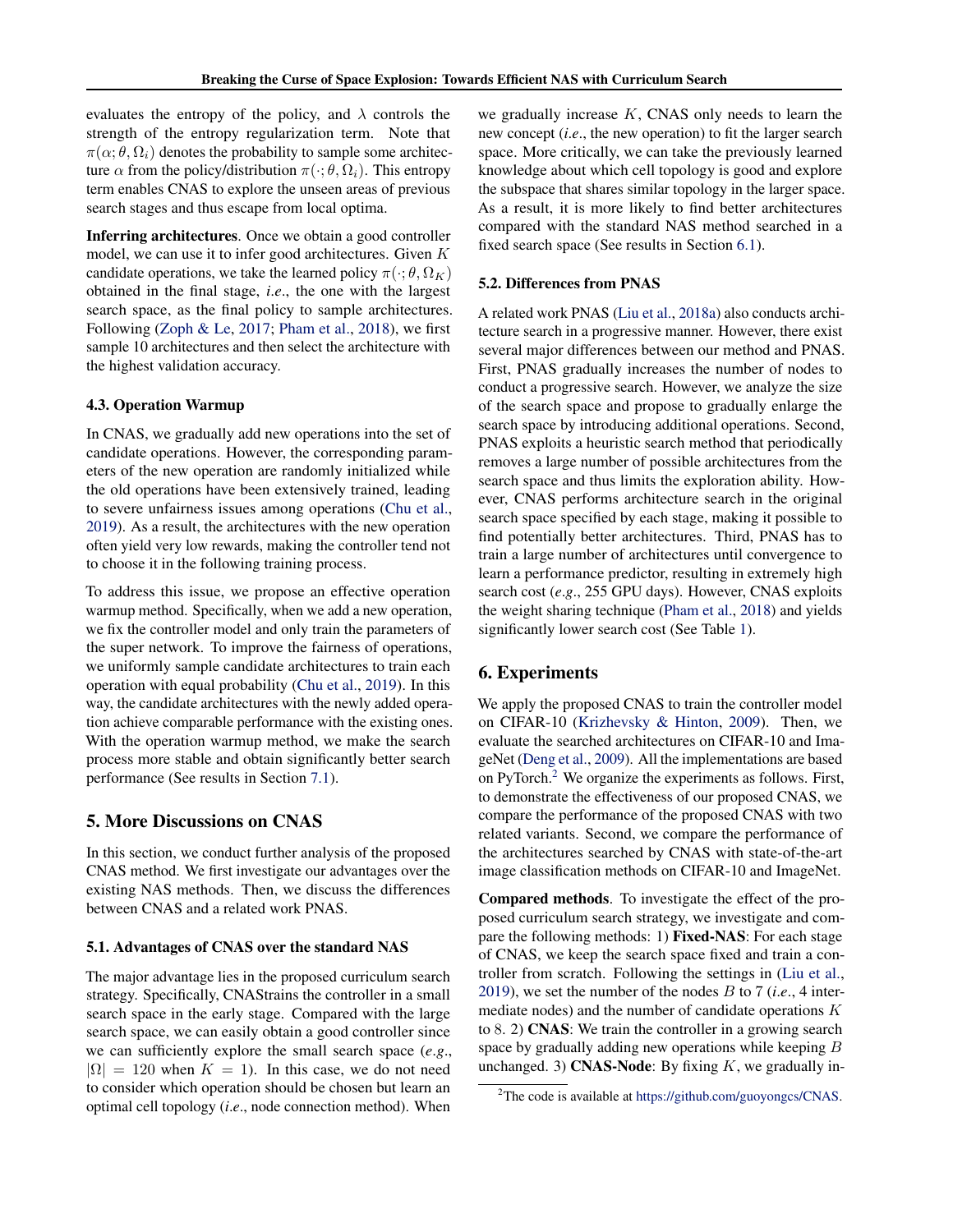evaluates the entropy of the policy, and $\lambda$ controls the strength of the entropy regularization term. Note that $\pi(\alpha; \theta, \Omega_i)$ denotes the probability to sample some architecture $\alpha$ from the policy/distribution $\pi(\cdot; \theta, \Omega_i)$. This entropy term enables CNAS to explore the unseen areas of previous search stages and thus escape from local optima.

**Inferring architectures**. Once we obtain a good controller model, we can use it to infer good architectures. Given $K$ candidate operations, we take the learned policy $\pi(\cdot; \theta, \Omega_K)$ obtained in the final stage, *i.e*., the one with the largest search space, as the final policy to sample architectures. Following (Zoph & Le, 2017; Pham et al., 2018), we first sample 10 architectures and then select the architecture with the highest validation accuracy.

### 4.3. Operation Warmup

In CNAS, we gradually add new operations into the set of candidate operations. However, the corresponding parameters of the new operation are randomly initialized while the old operations have been extensively trained, leading to severe unfairness issues among operations (Chu et al., 2019). As a result, the architectures with the new operation often yield very low rewards, making the controller tend not to choose it in the following training process.

To address this issue, we propose an effective operation warmup method. Specifically, when we add a new operation, we fix the controller model and only train the parameters of the super network. To improve the fairness of operations, we uniformly sample candidate architectures to train each operation with equal probability (Chu et al., 2019). In this way, the candidate architectures with the newly added operation achieve comparable performance with the existing ones. With the operation warmup method, we make the search process more stable and obtain significantly better search performance (See results in Section 7.1).

## 5. More Discussions on CNAS

In this section, we conduct further analysis of the proposed CNAS method. We first investigate our advantages over the existing NAS methods. Then, we discuss the differences between CNAS and a related work PNAS.

### 5.1. Advantages of CNAS over the standard NAS

The major advantage lies in the proposed curriculum search strategy. Specifically, CNAStrains the controller in a small search space in the early stage. Compared with the large search space, we can easily obtain a good controller since we can sufficiently explore the small search space (*e.g*., $|\Omega| = 120$ when $K = 1$). In this case, we do not need to consider which operation should be chosen but learn an optimal cell topology (*i.e*., node connection method). When we gradually increase $K$, CNAS only needs to learn the new concept (*i.e*., the new operation) to fit the larger search space. More critically, we can take the previously learned knowledge about which cell topology is good and explore the subspace that shares similar topology in the larger space. As a result, it is more likely to find better architectures compared with the standard NAS method searched in a fixed search space (See results in Section 6.1).

### 5.2. Differences from PNAS

A related work PNAS (Liu et al., 2018a) also conducts architecture search in a progressive manner. However, there exist several major differences between our method and PNAS. First, PNAS gradually increases the number of nodes to conduct a progressive search. However, we analyze the size of the search space and propose to gradually enlarge the search space by introducing additional operations. Second, PNAS exploits a heuristic search method that periodically removes a large number of possible architectures from the search space and thus limits the exploration ability. However, CNAS performs architecture search in the original search space specified by each stage, making it possible to find potentially better architectures. Third, PNAS has to train a large number of architectures until convergence to learn a performance predictor, resulting in extremely high search cost (*e.g*., 255 GPU days). However, CNAS exploits the weight sharing technique (Pham et al., 2018) and yields significantly lower search cost (See Table 1).

## 6. Experiments

We apply the proposed CNAS to train the controller model on CIFAR-10 (Krizhevsky & Hinton, 2009). Then, we evaluate the searched architectures on CIFAR-10 and ImageNet (Deng et al., 2009). All the implementations are based on PyTorch.[2] We organize the experiments as follows. First, to demonstrate the effectiveness of our proposed CNAS, we compare the performance of the proposed CNAS with two related variants. Second, we compare the performance of the architectures searched by CNAS with state-of-the-art image classification methods on CIFAR-10 and ImageNet.

**Compared methods**. To investigate the effect of the proposed curriculum search strategy, we investigate and compare the following methods: 1) **Fixed-NAS**: For each stage of CNAS, we keep the search space fixed and train a controller from scratch. Following the settings in (Liu et al., 2019), we set the number of the nodes $B$ to 7 (*i.e*., 4 intermediate nodes) and the number of candidate operations $K$ to 8. 2) **CNAS**: We train the controller in a growing search space by gradually adding new operations while keeping $B$ unchanged. 3) **CNAS-Node**: By fixing $K$, we gradually in-

[2]The code is available at https://github.com/guoyongcs/CNAS.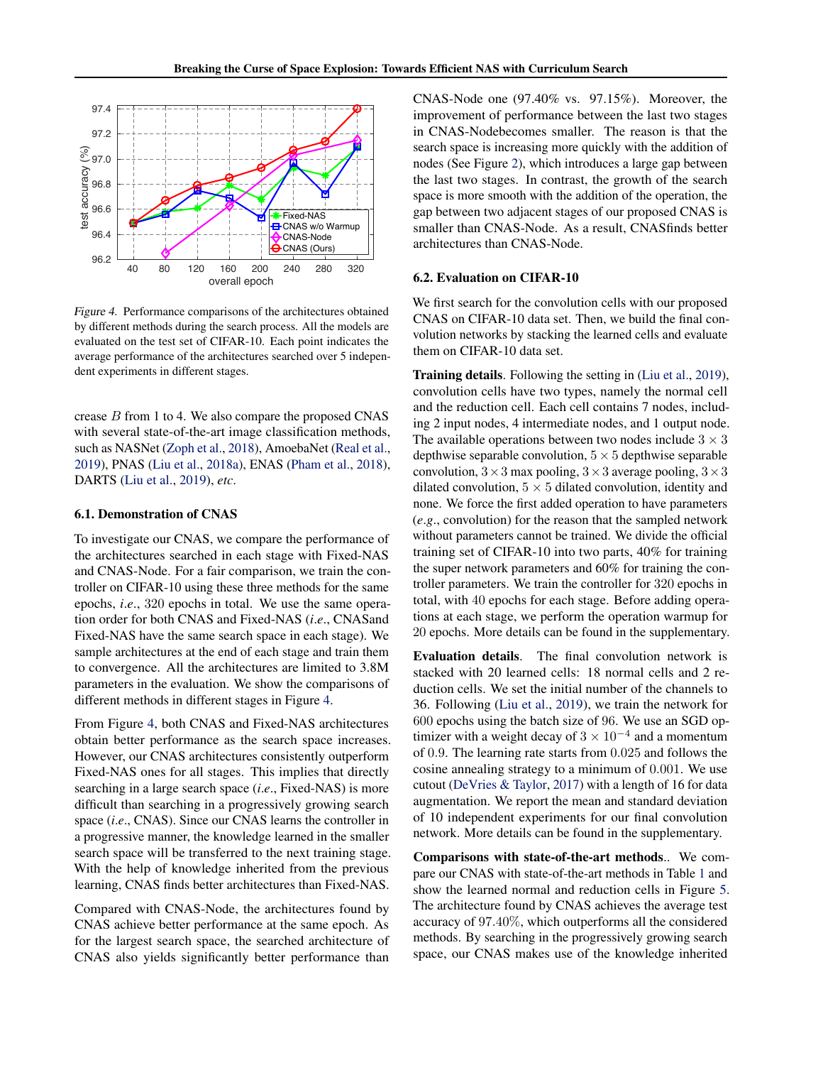*Figure 4.* Performance comparisons of the architectures obtained by different methods during the search process. All the models are evaluated on the test set of CIFAR-10. Each point indicates the average performance of the architectures searched over 5 independent experiments in different stages.

crease $B$ from 1 to 4. We also compare the proposed CNAS with several state-of-the-art image classification methods, such as NASNet (Zoph et al., 2018), AmoebaNet (Real et al., 2019), PNAS (Liu et al., 2018a), ENAS (Pham et al., 2018), DARTS (Liu et al., 2019), *etc*.

### 6.1. Demonstration of CNAS

To investigate our CNAS, we compare the performance of the architectures searched in each stage with Fixed-NAS and CNAS-Node. For a fair comparison, we train the controller on CIFAR-10 using these three methods for the same epochs, *i.e.*, 320 epochs in total. We use the same operation order for both CNAS and Fixed-NAS (*i.e.*, CNASand Fixed-NAS have the same search space in each stage). We sample architectures at the end of each stage and train them to convergence. All the architectures are limited to 3.8M parameters in the evaluation. We show the comparisons of different methods in different stages in Figure 4.

From Figure 4, both CNAS and Fixed-NAS architectures obtain better performance as the search space increases. However, our CNAS architectures consistently outperform Fixed-NAS ones for all stages. This implies that directly searching in a large search space (*i.e.*, Fixed-NAS) is more difficult than searching in a progressively growing search space (*i.e.*, CNAS). Since our CNAS learns the controller in a progressive manner, the knowledge learned in the smaller search space will be transferred to the next training stage. With the help of knowledge inherited from the previous learning, CNAS finds better architectures than Fixed-NAS.

Compared with CNAS-Node, the architectures found by CNAS achieve better performance at the same epoch. As for the largest search space, the searched architecture of CNAS also yields significantly better performance than CNAS-Node one (97.40% vs. 97.15%). Moreover, the improvement of performance between the last two stages in CNAS-Nodebecomes smaller. The reason is that the search space is increasing more quickly with the addition of nodes (See Figure 2), which introduces a large gap between the last two stages. In contrast, the growth of the search space is more smooth with the addition of the operation, the gap between two adjacent stages of our proposed CNAS is smaller than CNAS-Node. As a result, CNASfinds better architectures than CNAS-Node.

### 6.2. Evaluation on CIFAR-10

We first search for the convolution cells with our proposed CNAS on CIFAR-10 data set. Then, we build the final convolution networks by stacking the learned cells and evaluate them on CIFAR-10 data set.

**Training details**. Following the setting in (Liu et al., 2019), convolution cells have two types, namely the normal cell and the reduction cell. Each cell contains 7 nodes, including 2 input nodes, 4 intermediate nodes, and 1 output node. The available operations between two nodes include $3 \times 3$ depthwise separable convolution, $5 \times 5$ depthwise separable convolution, $3 \times 3$ max pooling, $3 \times 3$ average pooling, $3 \times 3$ dilated convolution, $5 \times 5$ dilated convolution, identity and none. We force the first added operation to have parameters (*e.g.*, convolution) for the reason that the sampled network without parameters cannot be trained. We divide the official training set of CIFAR-10 into two parts, 40% for training the super network parameters and 60% for training the controller parameters. We train the controller for 320 epochs in total, with 40 epochs for each stage. Before adding operations at each stage, we perform the operation warmup for 20 epochs. More details can be found in the supplementary.

**Evaluation details**. The final convolution network is stacked with 20 learned cells: 18 normal cells and 2 reduction cells. We set the initial number of the channels to 36. Following (Liu et al., 2019), we train the network for 600 epochs using the batch size of 96. We use an SGD optimizer with a weight decay of $3 \times 10^{-4}$ and a momentum of 0.9. The learning rate starts from 0.025 and follows the cosine annealing strategy to a minimum of 0.001. We use cutout (DeVries & Taylor, 2017) with a length of 16 for data augmentation. We report the mean and standard deviation of 10 independent experiments for our final convolution network. More details can be found in the supplementary.

**Comparisons with state-of-the-art methods**.. We compare our CNAS with state-of-the-art methods in Table 1 and show the learned normal and reduction cells in Figure 5. The architecture found by CNAS achieves the average test accuracy of 97.40%, which outperforms all the considered methods. By searching in the progressively growing search space, our CNAS makes use of the knowledge inherited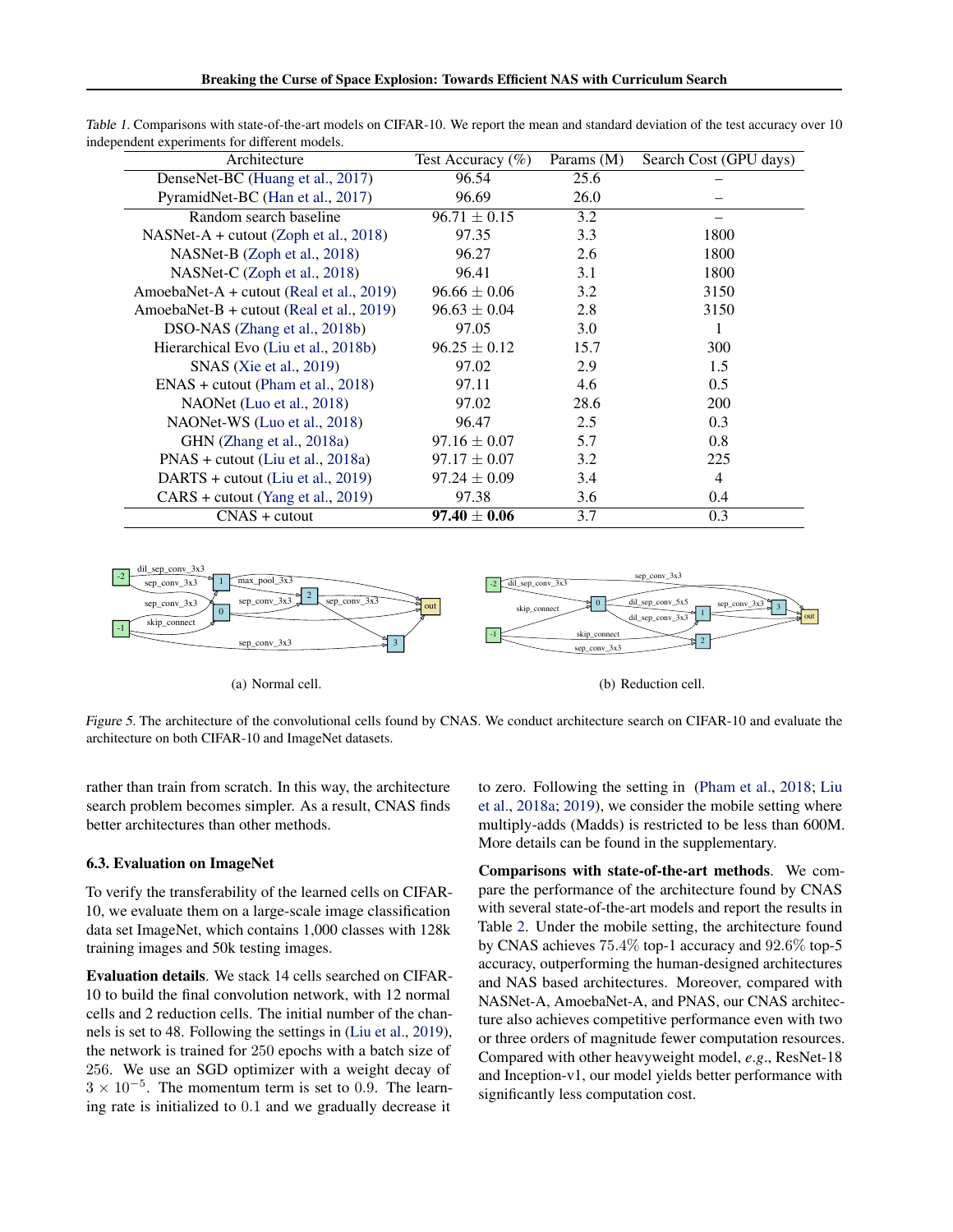Table 1. Comparisons with state-of-the-art models on CIFAR-10. We report the mean and standard deviation of the test accuracy over 10 independent experiments for different models.

| Architecture | Test Accuracy (%) | Params (M) | Search Cost (GPU days) |
|---|---|---|---|
| DenseNet-BC (Huang et al., 2017) | 96.54 | 25.6 | – |
| PyramidNet-BC (Han et al., 2017) | 96.69 | 26.0 | – |
| Random search baseline | $96.71 \pm 0.15$ | 3.2 | – |
| NASNet-A + cutout (Zoph et al., 2018) | 97.35 | 3.3 | 1800 |
| NASNet-B (Zoph et al., 2018) | 96.27 | 2.6 | 1800 |
| NASNet-C (Zoph et al., 2018) | 96.41 | 3.1 | 1800 |
| AmoebaNet-A + cutout (Real et al., 2019) | $96.66 \pm 0.06$ | 3.2 | 3150 |
| AmoebaNet-B + cutout (Real et al., 2019) | $96.63 \pm 0.04$ | 2.8 | 3150 |
| DSO-NAS (Zhang et al., 2018b) | 97.05 | 3.0 | 1 |
| Hierarchical Evo (Liu et al., 2018b) | $96.25 \pm 0.12$ | 15.7 | 300 |
| SNAS (Xie et al., 2019) | 97.02 | 2.9 | 1.5 |
| ENAS + cutout (Pham et al., 2018) | 97.11 | 4.6 | 0.5 |
| NAONet (Luo et al., 2018) | 97.02 | 28.6 | 200 |
| NAONet-WS (Luo et al., 2018) | 96.47 | 2.5 | 0.3 |
| GHN (Zhang et al., 2018a) | $97.16 \pm 0.07$ | 5.7 | 0.8 |
| PNAS + cutout (Liu et al., 2018a) | $97.17 \pm 0.07$ | 3.2 | 225 |
| DARTS + cutout (Liu et al., 2019) | $97.24 \pm 0.09$ | 3.4 | 4 |
| CARS + cutout (Yang et al., 2019) | 97.38 | 3.6 | 0.4 |
| CNAS + cutout | **$97.40 \pm 0.06$** | 3.7 | 0.3 |

(a) Normal cell.

(b) Reduction cell.

Figure 5. The architecture of the convolutional cells found by CNAS. We conduct architecture search on CIFAR-10 and evaluate the architecture on both CIFAR-10 and ImageNet datasets.

rather than train from scratch. In this way, the architecture search problem becomes simpler. As a result, CNAS finds better architectures than other methods.

### 6.3. Evaluation on ImageNet

To verify the transferability of the learned cells on CIFAR-10, we evaluate them on a large-scale image classification data set ImageNet, which contains 1,000 classes with 128k training images and 50k testing images.

**Evaluation details**. We stack 14 cells searched on CIFAR-10 to build the final convolution network, with 12 normal cells and 2 reduction cells. The initial number of the channels is set to 48. Following the settings in (Liu et al., 2019), the network is trained for 250 epochs with a batch size of 256. We use an SGD optimizer with a weight decay of $3 \times 10^{-5}$. The momentum term is set to $0.9$. The learning rate is initialized to $0.1$ and we gradually decrease it to zero. Following the setting in (Pham et al., 2018; Liu et al., 2018a; 2019), we consider the mobile setting where multiply-adds (Madds) is restricted to be less than 600M. More details can be found in the supplementary.

**Comparisons with state-of-the-art methods**. We compare the performance of the architecture found by CNAS with several state-of-the-art models and report the results in Table 2. Under the mobile setting, the architecture found by CNAS achieves $75.4\%$ top-1 accuracy and $92.6\%$ top-5 accuracy, outperforming the human-designed architectures and NAS based architectures. Moreover, compared with NASNet-A, AmoebaNet-A, and PNAS, our CNAS architecture also achieves competitive performance even with two or three orders of magnitude fewer computation resources. Compared with other heavyweight model, *e.g.*, ResNet-18 and Inception-v1, our model yields better performance with significantly less computation cost.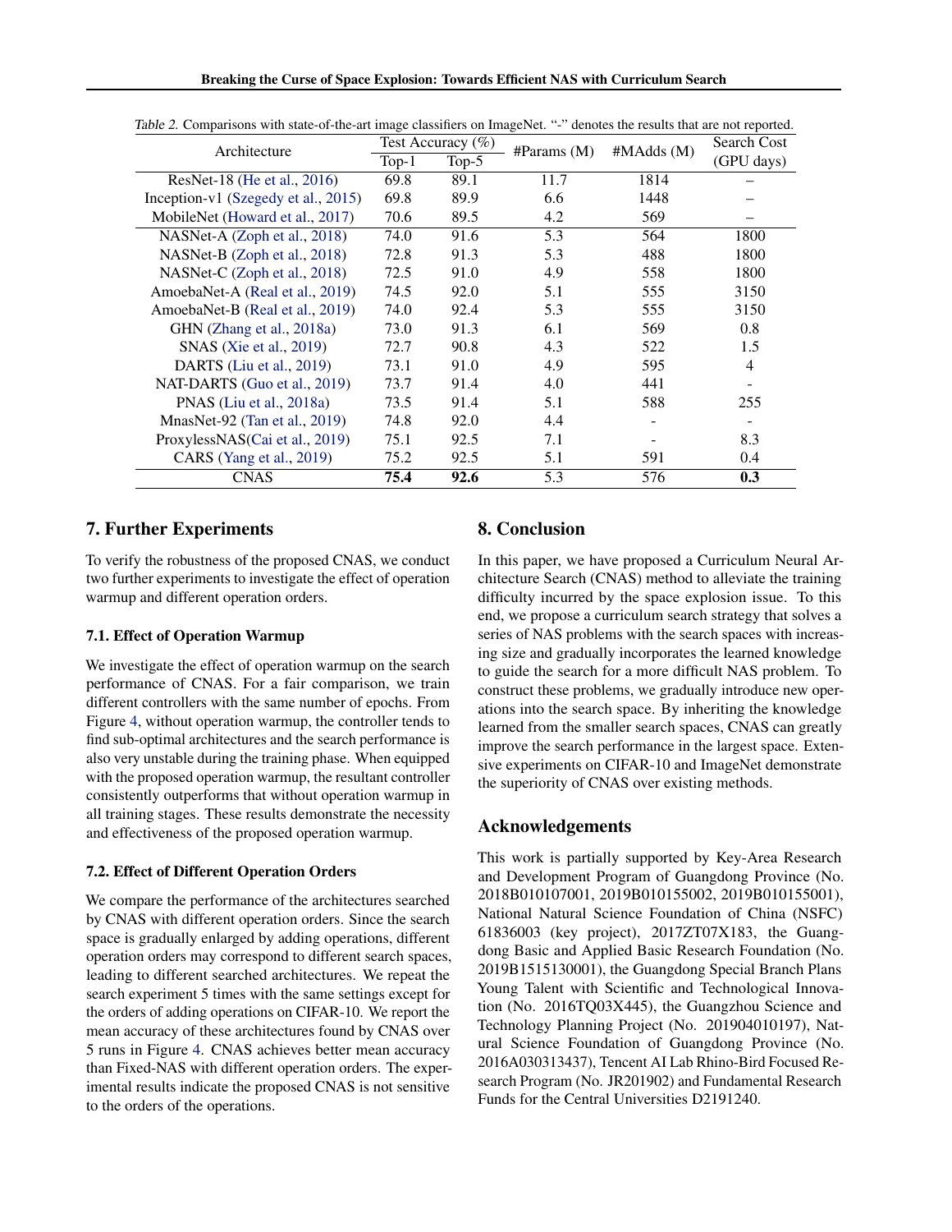Table 2. Comparisons with state-of-the-art image classifiers on ImageNet. "-" denotes the results that are not reported.

| Architecture | Test Accuracy (%) | | #Params (M) | #MAdds (M) | Search Cost (GPU days) |
|---|---|---|---|---|---|
| | Top-1 | Top-5 | | | |
| ResNet-18 (He et al., 2016) | 69.8 | 89.1 | 11.7 | 1814 | – |
| Inception-v1 (Szegedy et al., 2015) | 69.8 | 89.9 | 6.6 | 1448 | – |
| MobileNet (Howard et al., 2017) | 70.6 | 89.5 | 4.2 | 569 | – |
| NASNet-A (Zoph et al., 2018) | 74.0 | 91.6 | 5.3 | 564 | 1800 |
| NASNet-B (Zoph et al., 2018) | 72.8 | 91.3 | 5.3 | 488 | 1800 |
| NASNet-C (Zoph et al., 2018) | 72.5 | 91.0 | 4.9 | 558 | 1800 |
| AmoebaNet-A (Real et al., 2019) | 74.5 | 92.0 | 5.1 | 555 | 3150 |
| AmoebaNet-B (Real et al., 2019) | 74.0 | 92.4 | 5.3 | 555 | 3150 |
| GHN (Zhang et al., 2018a) | 73.0 | 91.3 | 6.1 | 569 | 0.8 |
| SNAS (Xie et al., 2019) | 72.7 | 90.8 | 4.3 | 522 | 1.5 |
| DARTS (Liu et al., 2019) | 73.1 | 91.0 | 4.9 | 595 | 4 |
| NAT-DARTS (Guo et al., 2019) | 73.7 | 91.4 | 4.0 | 441 | - |
| PNAS (Liu et al., 2018a) | 73.5 | 91.4 | 5.1 | 588 | 255 |
| MnasNet-92 (Tan et al., 2019) | 74.8 | 92.0 | 4.4 | - | - |
| ProxylessNAS(Cai et al., 2019) | 75.1 | 92.5 | 7.1 | - | 8.3 |
| CARS (Yang et al., 2019) | 75.2 | 92.5 | 5.1 | 591 | 0.4 |
| CNAS | **75.4** | **92.6** | 5.3 | 576 | **0.3** |

## 7. Further Experiments

To verify the robustness of the proposed CNAS, we conduct two further experiments to investigate the effect of operation warmup and different operation orders.

### 7.1. Effect of Operation Warmup

We investigate the effect of operation warmup on the search performance of CNAS. For a fair comparison, we train different controllers with the same number of epochs. From Figure 4, without operation warmup, the controller tends to find sub-optimal architectures and the search performance is also very unstable during the training phase. When equipped with the proposed operation warmup, the resultant controller consistently outperforms that without operation warmup in all training stages. These results demonstrate the necessity and effectiveness of the proposed operation warmup.

### 7.2. Effect of Different Operation Orders

We compare the performance of the architectures searched by CNAS with different operation orders. Since the search space is gradually enlarged by adding operations, different operation orders may correspond to different search spaces, leading to different searched architectures. We repeat the search experiment 5 times with the same settings except for the orders of adding operations on CIFAR-10. We report the mean accuracy of these architectures found by CNAS over 5 runs in Figure 4. CNAS achieves better mean accuracy than Fixed-NAS with different operation orders. The experimental results indicate the proposed CNAS is not sensitive to the orders of the operations.

## 8. Conclusion

In this paper, we have proposed a Curriculum Neural Architecture Search (CNAS) method to alleviate the training difficulty incurred by the space explosion issue. To this end, we propose a curriculum search strategy that solves a series of NAS problems with the search spaces with increasing size and gradually incorporates the learned knowledge to guide the search for a more difficult NAS problem. To construct these problems, we gradually introduce new operations into the search space. By inheriting the knowledge learned from the smaller search spaces, CNAS can greatly improve the search performance in the largest space. Extensive experiments on CIFAR-10 and ImageNet demonstrate the superiority of CNAS over existing methods.

## Acknowledgements

This work is partially supported by Key-Area Research and Development Program of Guangdong Province (No. 2018B010107001, 2019B010155002, 2019B010155001), National Natural Science Foundation of China (NSFC) 61836003 (key project), 2017ZT07X183, the Guangdong Basic and Applied Basic Research Foundation (No. 2019B1515130001), the Guangdong Special Branch Plans Young Talent with Scientific and Technological Innovation (No. 2016TQ03X445), the Guangzhou Science and Technology Planning Project (No. 201904010197), Natural Science Foundation of Guangdong Province (No. 2016A030313437), Tencent AI Lab Rhino-Bird Focused Research Program (No. JR201902) and Fundamental Research Funds for the Central Universities D2191240.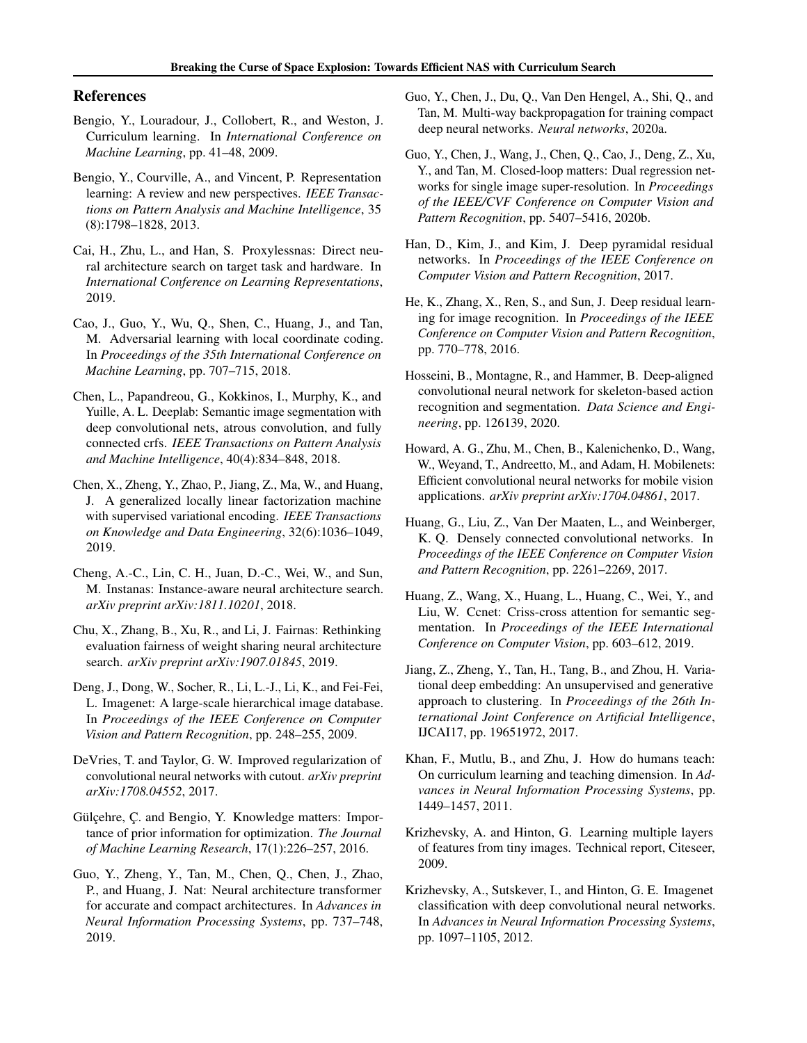## References

Bengio, Y., Louradour, J., Collobert, R., and Weston, J. Curriculum learning. In *International Conference on Machine Learning*, pp. 41–48, 2009.

Bengio, Y., Courville, A., and Vincent, P. Representation learning: A review and new perspectives. *IEEE Transactions on Pattern Analysis and Machine Intelligence*, 35 (8):1798–1828, 2013.

Cai, H., Zhu, L., and Han, S. Proxylessnas: Direct neural architecture search on target task and hardware. In *International Conference on Learning Representations*, 2019.

Cao, J., Guo, Y., Wu, Q., Shen, C., Huang, J., and Tan, M. Adversarial learning with local coordinate coding. In *Proceedings of the 35th International Conference on Machine Learning*, pp. 707–715, 2018.

Chen, L., Papandreou, G., Kokkinos, I., Murphy, K., and Yuille, A. L. Deeplab: Semantic image segmentation with deep convolutional nets, atrous convolution, and fully connected crfs. *IEEE Transactions on Pattern Analysis and Machine Intelligence*, 40(4):834–848, 2018.

Chen, X., Zheng, Y., Zhao, P., Jiang, Z., Ma, W., and Huang, J. A generalized locally linear factorization machine with supervised variational encoding. *IEEE Transactions on Knowledge and Data Engineering*, 32(6):1036–1049, 2019.

Cheng, A.-C., Lin, C. H., Juan, D.-C., Wei, W., and Sun, M. Instanas: Instance-aware neural architecture search. *arXiv preprint arXiv:1811.10201*, 2018.

Chu, X., Zhang, B., Xu, R., and Li, J. Fairnas: Rethinking evaluation fairness of weight sharing neural architecture search. *arXiv preprint arXiv:1907.01845*, 2019.

Deng, J., Dong, W., Socher, R., Li, L.-J., Li, K., and Fei-Fei, L. Imagenet: A large-scale hierarchical image database. In *Proceedings of the IEEE Conference on Computer Vision and Pattern Recognition*, pp. 248–255, 2009.

DeVries, T. and Taylor, G. W. Improved regularization of convolutional neural networks with cutout. *arXiv preprint arXiv:1708.04552*, 2017.

Gülçehre, Ç. and Bengio, Y. Knowledge matters: Importance of prior information for optimization. *The Journal of Machine Learning Research*, 17(1):226–257, 2016.

Guo, Y., Zheng, Y., Tan, M., Chen, Q., Chen, J., Zhao, P., and Huang, J. Nat: Neural architecture transformer for accurate and compact architectures. In *Advances in Neural Information Processing Systems*, pp. 737–748, 2019.

Guo, Y., Chen, J., Du, Q., Van Den Hengel, A., Shi, Q., and Tan, M. Multi-way backpropagation for training compact deep neural networks. *Neural networks*, 2020a.

Guo, Y., Chen, J., Wang, J., Chen, Q., Cao, J., Deng, Z., Xu, Y., and Tan, M. Closed-loop matters: Dual regression networks for single image super-resolution. In *Proceedings of the IEEE/CVF Conference on Computer Vision and Pattern Recognition*, pp. 5407–5416, 2020b.

Han, D., Kim, J., and Kim, J. Deep pyramidal residual networks. In *Proceedings of the IEEE Conference on Computer Vision and Pattern Recognition*, 2017.

He, K., Zhang, X., Ren, S., and Sun, J. Deep residual learning for image recognition. In *Proceedings of the IEEE Conference on Computer Vision and Pattern Recognition*, pp. 770–778, 2016.

Hosseini, B., Montagne, R., and Hammer, B. Deep-aligned convolutional neural network for skeleton-based action recognition and segmentation. *Data Science and Engineering*, pp. 126139, 2020.

Howard, A. G., Zhu, M., Chen, B., Kalenichenko, D., Wang, W., Weyand, T., Andreetto, M., and Adam, H. Mobilenets: Efficient convolutional neural networks for mobile vision applications. *arXiv preprint arXiv:1704.04861*, 2017.

Huang, G., Liu, Z., Van Der Maaten, L., and Weinberger, K. Q. Densely connected convolutional networks. In *Proceedings of the IEEE Conference on Computer Vision and Pattern Recognition*, pp. 2261–2269, 2017.

Huang, Z., Wang, X., Huang, L., Huang, C., Wei, Y., and Liu, W. Ccnet: Criss-cross attention for semantic segmentation. In *Proceedings of the IEEE International Conference on Computer Vision*, pp. 603–612, 2019.

Jiang, Z., Zheng, Y., Tan, H., Tang, B., and Zhou, H. Variational deep embedding: An unsupervised and generative approach to clustering. In *Proceedings of the 26th International Joint Conference on Artificial Intelligence*, IJCAI17, pp. 19651972, 2017.

Khan, F., Mutlu, B., and Zhu, J. How do humans teach: On curriculum learning and teaching dimension. In *Advances in Neural Information Processing Systems*, pp. 1449–1457, 2011.

Krizhevsky, A. and Hinton, G. Learning multiple layers of features from tiny images. Technical report, Citeseer, 2009.

Krizhevsky, A., Sutskever, I., and Hinton, G. E. Imagenet classification with deep convolutional neural networks. In *Advances in Neural Information Processing Systems*, pp. 1097–1105, 2012.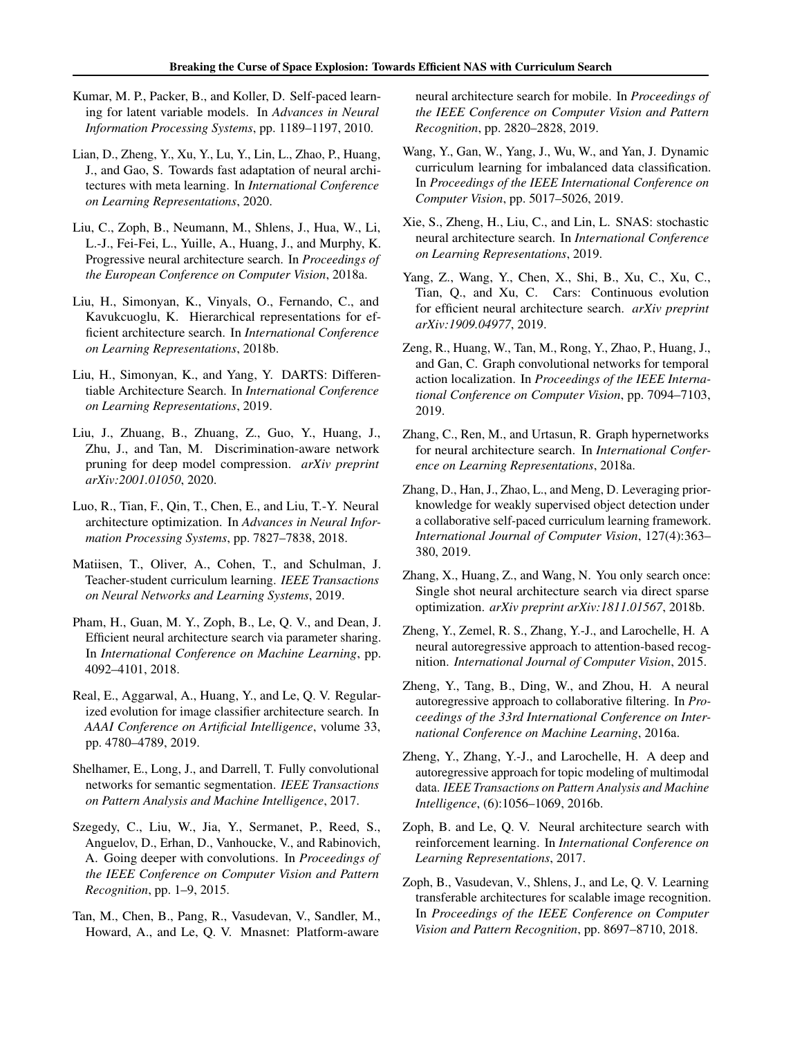Kumar, M. P., Packer, B., and Koller, D. Self-paced learning for latent variable models. In *Advances in Neural Information Processing Systems*, pp. 1189–1197, 2010.

Lian, D., Zheng, Y., Xu, Y., Lu, Y., Lin, L., Zhao, P., Huang, J., and Gao, S. Towards fast adaptation of neural architectures with meta learning. In *International Conference on Learning Representations*, 2020.

Liu, C., Zoph, B., Neumann, M., Shlens, J., Hua, W., Li, L.-J., Fei-Fei, L., Yuille, A., Huang, J., and Murphy, K. Progressive neural architecture search. In *Proceedings of the European Conference on Computer Vision*, 2018a.

Liu, H., Simonyan, K., Vinyals, O., Fernando, C., and Kavukcuoglu, K. Hierarchical representations for efficient architecture search. In *International Conference on Learning Representations*, 2018b.

Liu, H., Simonyan, K., and Yang, Y. DARTS: Differentiable Architecture Search. In *International Conference on Learning Representations*, 2019.

Liu, J., Zhuang, B., Zhuang, Z., Guo, Y., Huang, J., Zhu, J., and Tan, M. Discrimination-aware network pruning for deep model compression. *arXiv preprint arXiv:2001.01050*, 2020.

Luo, R., Tian, F., Qin, T., Chen, E., and Liu, T.-Y. Neural architecture optimization. In *Advances in Neural Information Processing Systems*, pp. 7827–7838, 2018.

Matiisen, T., Oliver, A., Cohen, T., and Schulman, J. Teacher-student curriculum learning. *IEEE Transactions on Neural Networks and Learning Systems*, 2019.

Pham, H., Guan, M. Y., Zoph, B., Le, Q. V., and Dean, J. Efficient neural architecture search via parameter sharing. In *International Conference on Machine Learning*, pp. 4092–4101, 2018.

Real, E., Aggarwal, A., Huang, Y., and Le, Q. V. Regularized evolution for image classifier architecture search. In *AAAI Conference on Artificial Intelligence*, volume 33, pp. 4780–4789, 2019.

Shelhamer, E., Long, J., and Darrell, T. Fully convolutional networks for semantic segmentation. *IEEE Transactions on Pattern Analysis and Machine Intelligence*, 2017.

Szegedy, C., Liu, W., Jia, Y., Sermanet, P., Reed, S., Anguelov, D., Erhan, D., Vanhoucke, V., and Rabinovich, A. Going deeper with convolutions. In *Proceedings of the IEEE Conference on Computer Vision and Pattern Recognition*, pp. 1–9, 2015.

Tan, M., Chen, B., Pang, R., Vasudevan, V., Sandler, M., Howard, A., and Le, Q. V. Mnasnet: Platform-aware neural architecture search for mobile. In *Proceedings of the IEEE Conference on Computer Vision and Pattern Recognition*, pp. 2820–2828, 2019.

Wang, Y., Gan, W., Yang, J., Wu, W., and Yan, J. Dynamic curriculum learning for imbalanced data classification. In *Proceedings of the IEEE International Conference on Computer Vision*, pp. 5017–5026, 2019.

Xie, S., Zheng, H., Liu, C., and Lin, L. SNAS: stochastic neural architecture search. In *International Conference on Learning Representations*, 2019.

Yang, Z., Wang, Y., Chen, X., Shi, B., Xu, C., Xu, C., Tian, Q., and Xu, C. Cars: Continuous evolution for efficient neural architecture search. *arXiv preprint arXiv:1909.04977*, 2019.

Zeng, R., Huang, W., Tan, M., Rong, Y., Zhao, P., Huang, J., and Gan, C. Graph convolutional networks for temporal action localization. In *Proceedings of the IEEE International Conference on Computer Vision*, pp. 7094–7103, 2019.

Zhang, C., Ren, M., and Urtasun, R. Graph hypernetworks for neural architecture search. In *International Conference on Learning Representations*, 2018a.

Zhang, D., Han, J., Zhao, L., and Meng, D. Leveraging prior-knowledge for weakly supervised object detection under a collaborative self-paced curriculum learning framework. *International Journal of Computer Vision*, 127(4):363–380, 2019.

Zhang, X., Huang, Z., and Wang, N. You only search once: Single shot neural architecture search via direct sparse optimization. *arXiv preprint arXiv:1811.01567*, 2018b.

Zheng, Y., Zemel, R. S., Zhang, Y.-J., and Larochelle, H. A neural autoregressive approach to attention-based recognition. *International Journal of Computer Vision*, 2015.

Zheng, Y., Tang, B., Ding, W., and Zhou, H. A neural autoregressive approach to collaborative filtering. In *Proceedings of the 33rd International Conference on International Conference on Machine Learning*, 2016a.

Zheng, Y., Zhang, Y.-J., and Larochelle, H. A deep and autoregressive approach for topic modeling of multimodal data. *IEEE Transactions on Pattern Analysis and Machine Intelligence*, (6):1056–1069, 2016b.

Zoph, B. and Le, Q. V. Neural architecture search with reinforcement learning. In *International Conference on Learning Representations*, 2017.

Zoph, B., Vasudevan, V., Shlens, J., and Le, Q. V. Learning transferable architectures for scalable image recognition. In *Proceedings of the IEEE Conference on Computer Vision and Pattern Recognition*, pp. 8697–8710, 2018.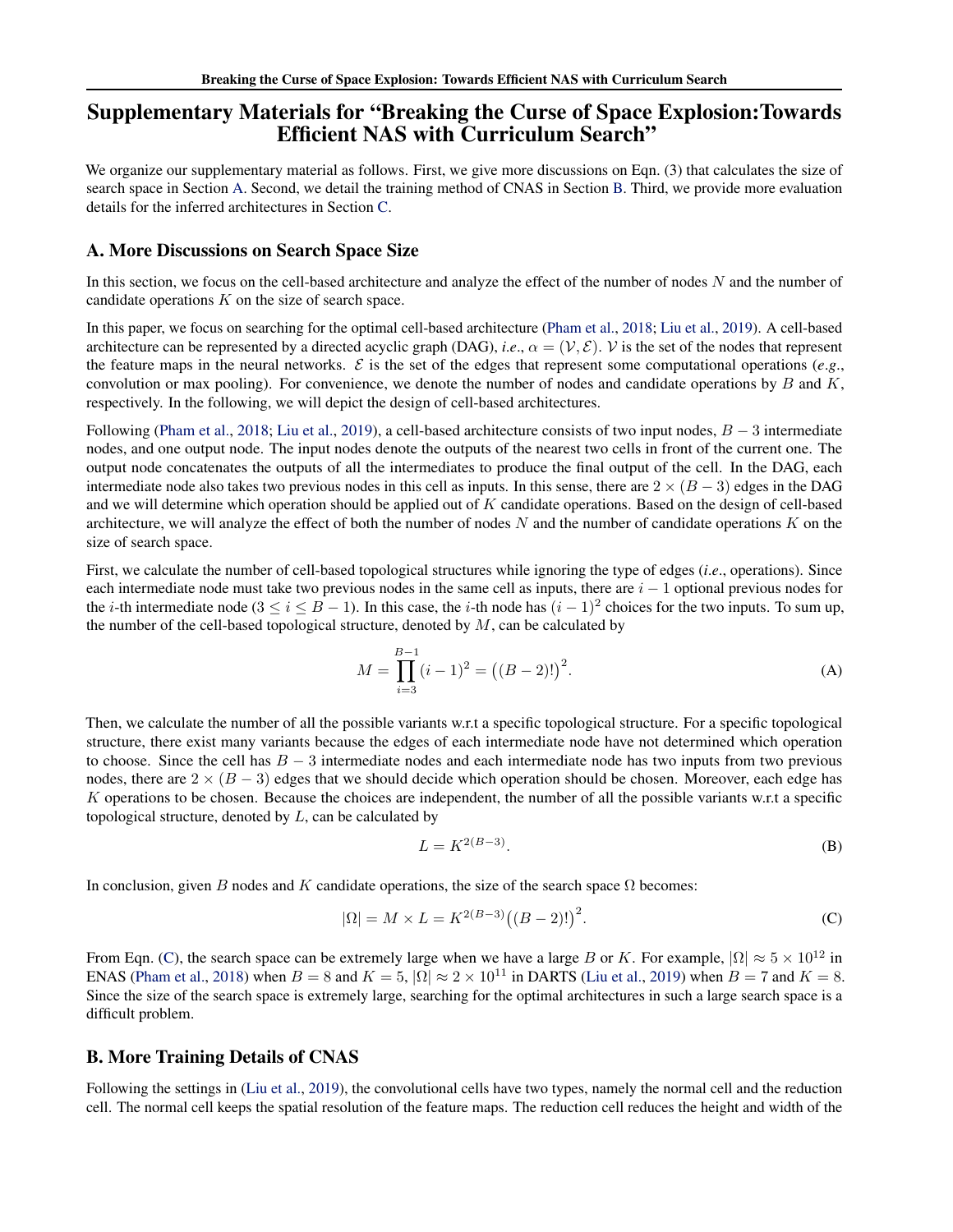# Supplementary Materials for "Breaking the Curse of Space Explosion:Towards Efficient NAS with Curriculum Search"

We organize our supplementary material as follows. First, we give more discussions on Eqn. (3) that calculates the size of search space in Section A. Second, we detail the training method of CNAS in Section B. Third, we provide more evaluation details for the inferred architectures in Section C.

## A. More Discussions on Search Space Size

In this section, we focus on the cell-based architecture and analyze the effect of the number of nodes $N$ and the number of candidate operations $K$ on the size of search space.

In this paper, we focus on searching for the optimal cell-based architecture (Pham et al., 2018; Liu et al., 2019). A cell-based architecture can be represented by a directed acyclic graph (DAG), *i.e.*, $\alpha = (\mathcal{V}, \mathcal{E})$. $\mathcal{V}$ is the set of the nodes that represent the feature maps in the neural networks. $\mathcal{E}$ is the set of the edges that represent some computational operations (*e.g.*, convolution or max pooling). For convenience, we denote the number of nodes and candidate operations by $B$ and $K$, respectively. In the following, we will depict the design of cell-based architectures.

Following (Pham et al., 2018; Liu et al., 2019), a cell-based architecture consists of two input nodes, $B-3$ intermediate nodes, and one output node. The input nodes denote the outputs of the nearest two cells in front of the current one. The output node concatenates the outputs of all the intermediates to produce the final output of the cell. In the DAG, each intermediate node also takes two previous nodes in this cell as inputs. In this sense, there are $2 \times (B-3)$ edges in the DAG and we will determine which operation should be applied out of $K$ candidate operations. Based on the design of cell-based architecture, we will analyze the effect of both the number of nodes $N$ and the number of candidate operations $K$ on the size of search space.

First, we calculate the number of cell-based topological structures while ignoring the type of edges (*i.e.*, operations). Since each intermediate node must take two previous nodes in the same cell as inputs, there are $i-1$ optional previous nodes for the $i$-th intermediate node ($3 \leq i \leq B-1$). In this case, the $i$-th node has $(i-1)^2$ choices for the two inputs. To sum up, the number of the cell-based topological structure, denoted by $M$, can be calculated by

$$M = \prod_{i=3}^{B-1} (i-1)^2 = \big((B-2)!\big)^2. \tag{A}$$

Then, we calculate the number of all the possible variants w.r.t a specific topological structure. For a specific topological structure, there exist many variants because the edges of each intermediate node have not determined which operation to choose. Since the cell has $B-3$ intermediate nodes and each intermediate node has two inputs from two previous nodes, there are $2 \times (B-3)$ edges that we should decide which operation should be chosen. Moreover, each edge has $K$ operations to be chosen. Because the choices are independent, the number of all the possible variants w.r.t a specific topological structure, denoted by $L$, can be calculated by

$$L = K^{2(B-3)}. \tag{B}$$

In conclusion, given $B$ nodes and $K$ candidate operations, the size of the search space $\Omega$ becomes:

$$|\Omega| = M \times L = K^{2(B-3)} \big((B-2)!\big)^2. \tag{C}$$

From Eqn. (C), the search space can be extremely large when we have a large $B$ or $K$. For example, $|\Omega| \approx 5 \times 10^{12}$ in ENAS (Pham et al., 2018) when $B=8$ and $K=5$, $|\Omega| \approx 2 \times 10^{11}$ in DARTS (Liu et al., 2019) when $B=7$ and $K=8$. Since the size of the search space is extremely large, searching for the optimal architectures in such a large search space is a difficult problem.

## B. More Training Details of CNAS

Following the settings in (Liu et al., 2019), the convolutional cells have two types, namely the normal cell and the reduction cell. The normal cell keeps the spatial resolution of the feature maps. The reduction cell reduces the height and width of the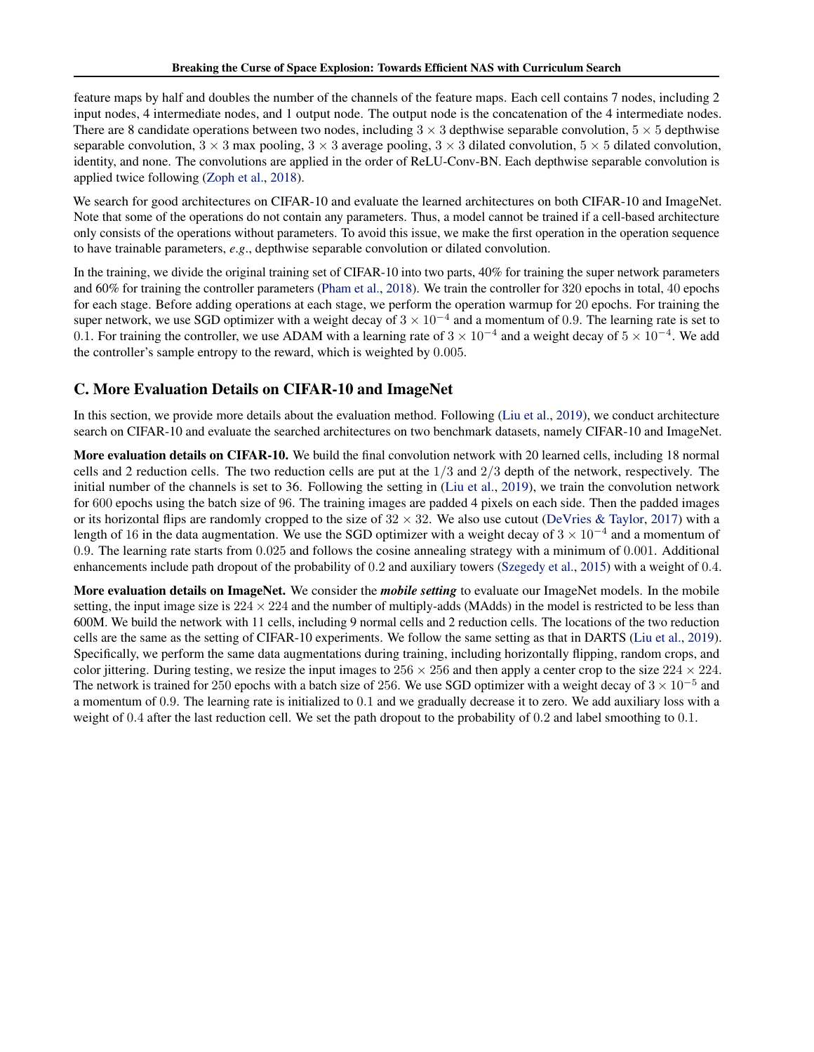feature maps by half and doubles the number of the channels of the feature maps. Each cell contains 7 nodes, including 2 input nodes, 4 intermediate nodes, and 1 output node. The output node is the concatenation of the 4 intermediate nodes. There are 8 candidate operations between two nodes, including $3 \times 3$ depthwise separable convolution, $5 \times 5$ depthwise separable convolution, $3 \times 3$ max pooling, $3 \times 3$ average pooling, $3 \times 3$ dilated convolution, $5 \times 5$ dilated convolution, identity, and none. The convolutions are applied in the order of ReLU-Conv-BN. Each depthwise separable convolution is applied twice following (Zoph et al., 2018).

We search for good architectures on CIFAR-10 and evaluate the learned architectures on both CIFAR-10 and ImageNet. Note that some of the operations do not contain any parameters. Thus, a model cannot be trained if a cell-based architecture only consists of the operations without parameters. To avoid this issue, we make the first operation in the operation sequence to have trainable parameters, *e.g.*, depthwise separable convolution or dilated convolution.

In the training, we divide the original training set of CIFAR-10 into two parts, 40% for training the super network parameters and 60% for training the controller parameters (Pham et al., 2018). We train the controller for 320 epochs in total, 40 epochs for each stage. Before adding operations at each stage, we perform the operation warmup for 20 epochs. For training the super network, we use SGD optimizer with a weight decay of $3 \times 10^{-4}$ and a momentum of 0.9. The learning rate is set to 0.1. For training the controller, we use ADAM with a learning rate of $3 \times 10^{-4}$ and a weight decay of $5 \times 10^{-4}$. We add the controller's sample entropy to the reward, which is weighted by 0.005.

## C. More Evaluation Details on CIFAR-10 and ImageNet

In this section, we provide more details about the evaluation method. Following (Liu et al., 2019), we conduct architecture search on CIFAR-10 and evaluate the searched architectures on two benchmark datasets, namely CIFAR-10 and ImageNet.

**More evaluation details on CIFAR-10.** We build the final convolution network with 20 learned cells, including 18 normal cells and 2 reduction cells. The two reduction cells are put at the $1/3$ and $2/3$ depth of the network, respectively. The initial number of the channels is set to 36. Following the setting in (Liu et al., 2019), we train the convolution network for 600 epochs using the batch size of 96. The training images are padded 4 pixels on each side. Then the padded images or its horizontal flips are randomly cropped to the size of $32 \times 32$. We also use cutout (DeVries & Taylor, 2017) with a length of 16 in the data augmentation. We use the SGD optimizer with a weight decay of $3 \times 10^{-4}$ and a momentum of 0.9. The learning rate starts from 0.025 and follows the cosine annealing strategy with a minimum of 0.001. Additional enhancements include path dropout of the probability of 0.2 and auxiliary towers (Szegedy et al., 2015) with a weight of 0.4.

**More evaluation details on ImageNet.** We consider the ***mobile setting*** to evaluate our ImageNet models. In the mobile setting, the input image size is $224 \times 224$ and the number of multiply-adds (MAdds) in the model is restricted to be less than 600M. We build the network with 11 cells, including 9 normal cells and 2 reduction cells. The locations of the two reduction cells are the same as the setting of CIFAR-10 experiments. We follow the same setting as that in DARTS (Liu et al., 2019). Specifically, we perform the same data augmentations during training, including horizontally flipping, random crops, and color jittering. During testing, we resize the input images to $256 \times 256$ and then apply a center crop to the size $224 \times 224$. The network is trained for 250 epochs with a batch size of 256. We use SGD optimizer with a weight decay of $3 \times 10^{-5}$ and a momentum of 0.9. The learning rate is initialized to 0.1 and we gradually decrease it to zero. We add auxiliary loss with a weight of 0.4 after the last reduction cell. We set the path dropout to the probability of 0.2 and label smoothing to 0.1.